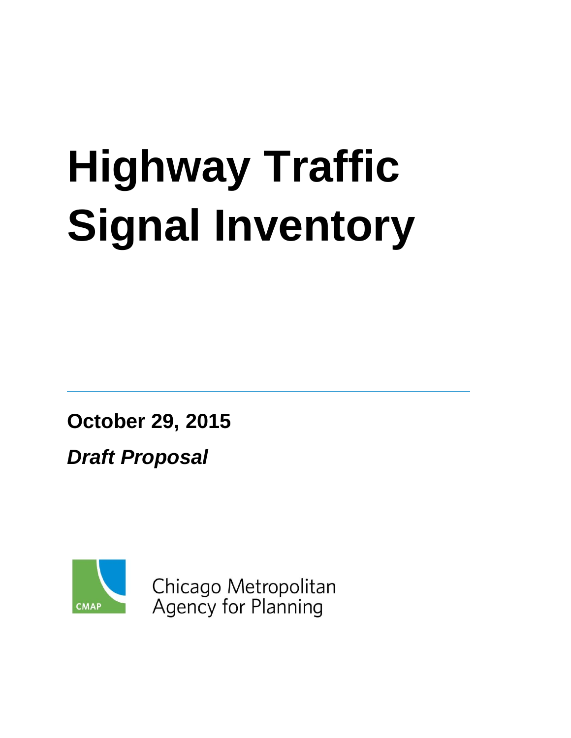# Highway Traffic Signal Inventory

**October 29, 2015**

***Draft Proposal***

Chicago Metropolitan Agency for Planning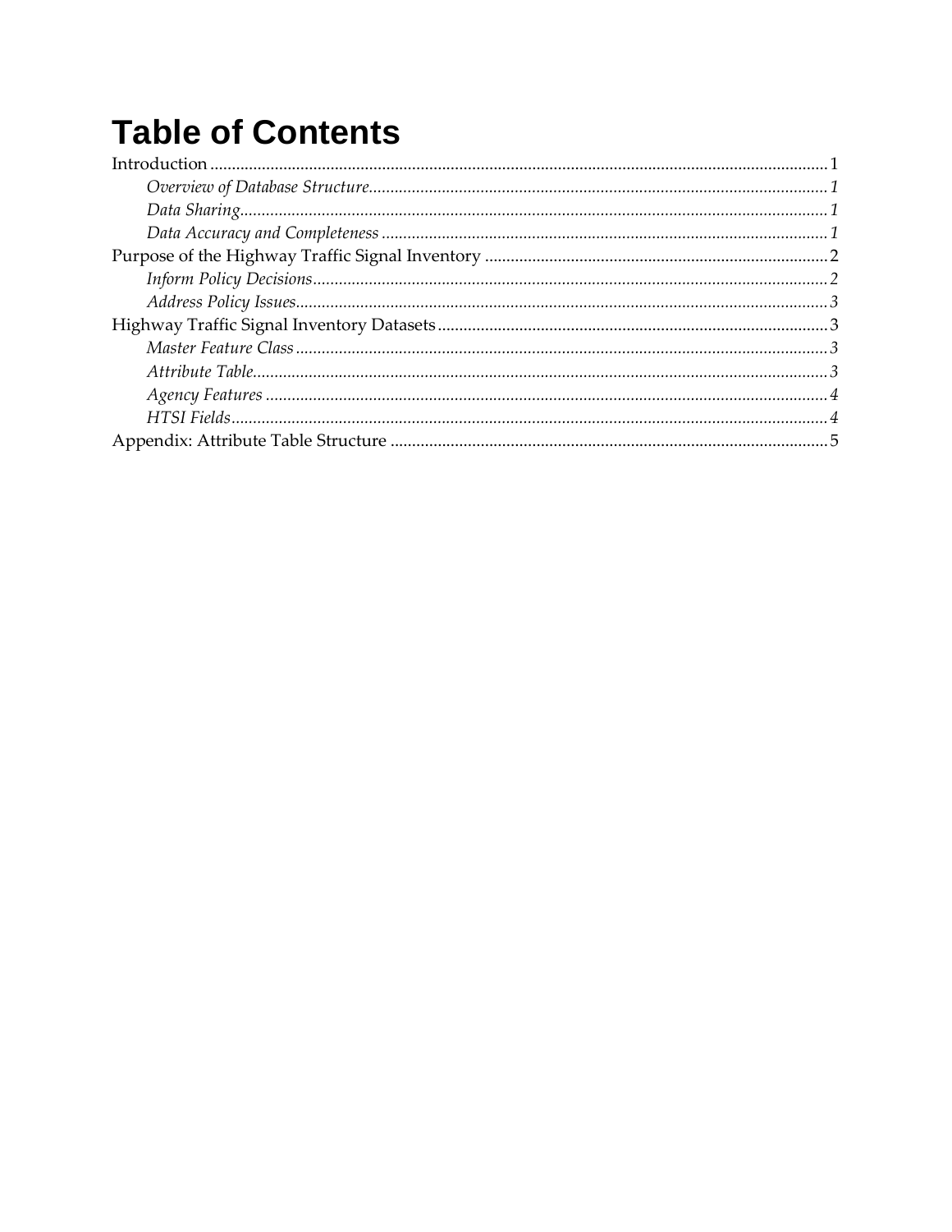# Table of Contents

Introduction ........................................................................................................................................ 1

*Overview of Database Structure*........................................................................................... 1

*Data Sharing*.......................................................................................................................... 1

*Data Accuracy and Completeness* ....................................................................................... 1

Purpose of the Highway Traffic Signal Inventory ................................................................................ 2

*Inform Policy Decisions*........................................................................................................ 2

*Address Policy Issues*........................................................................................................... 3

Highway Traffic Signal Inventory Datasets........................................................................................... 3

*Master Feature Class* ............................................................................................................ 3

*Attribute Table*...................................................................................................................... 3

*Agency Features* ................................................................................................................... 4

*HTSI Fields*........................................................................................................................... 4

Appendix: Attribute Table Structure ...................................................................................................... 5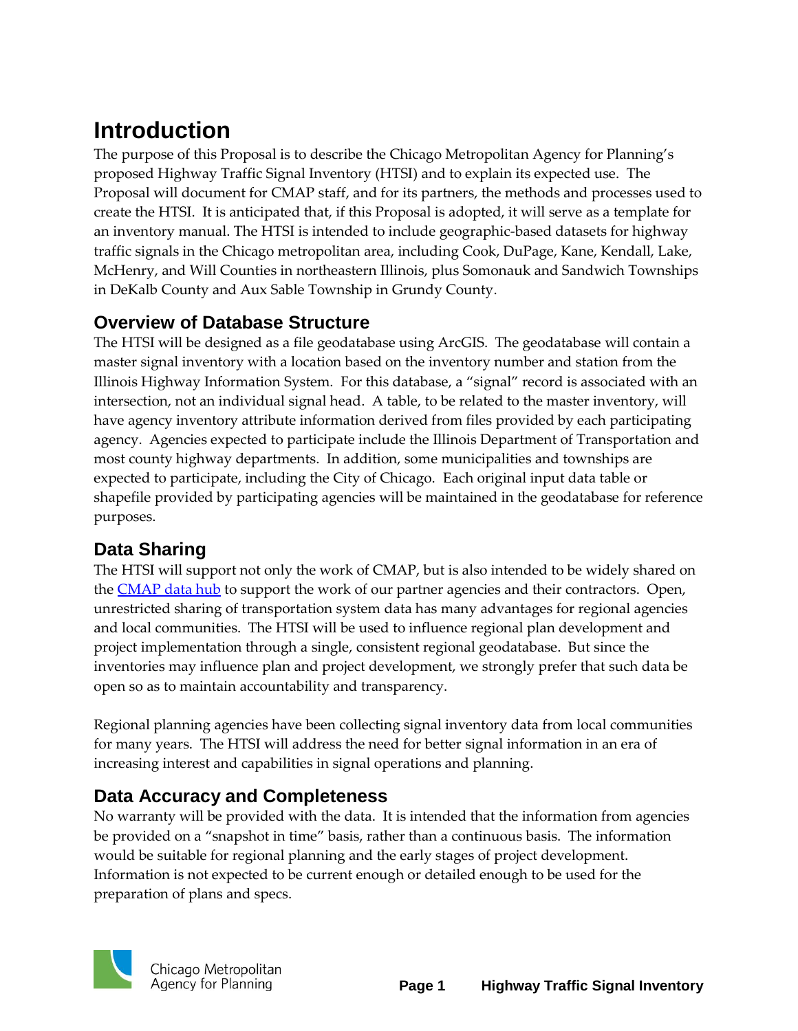# Introduction

The purpose of this Proposal is to describe the Chicago Metropolitan Agency for Planning's proposed Highway Traffic Signal Inventory (HTSI) and to explain its expected use. The Proposal will document for CMAP staff, and for its partners, the methods and processes used to create the HTSI. It is anticipated that, if this Proposal is adopted, it will serve as a template for an inventory manual. The HTSI is intended to include geographic-based datasets for highway traffic signals in the Chicago metropolitan area, including Cook, DuPage, Kane, Kendall, Lake, McHenry, and Will Counties in northeastern Illinois, plus Somonauk and Sandwich Townships in DeKalb County and Aux Sable Township in Grundy County.

## Overview of Database Structure

The HTSI will be designed as a file geodatabase using ArcGIS. The geodatabase will contain a master signal inventory with a location based on the inventory number and station from the Illinois Highway Information System. For this database, a "signal" record is associated with an intersection, not an individual signal head. A table, to be related to the master inventory, will have agency inventory attribute information derived from files provided by each participating agency. Agencies expected to participate include the Illinois Department of Transportation and most county highway departments. In addition, some municipalities and townships are expected to participate, including the City of Chicago. Each original input data table or shapefile provided by participating agencies will be maintained in the geodatabase for reference purposes.

## Data Sharing

The HTSI will support not only the work of CMAP, but is also intended to be widely shared on the CMAP data hub to support the work of our partner agencies and their contractors. Open, unrestricted sharing of transportation system data has many advantages for regional agencies and local communities. The HTSI will be used to influence regional plan development and project implementation through a single, consistent regional geodatabase. But since the inventories may influence plan and project development, we strongly prefer that such data be open so as to maintain accountability and transparency.

Regional planning agencies have been collecting signal inventory data from local communities for many years. The HTSI will address the need for better signal information in an era of increasing interest and capabilities in signal operations and planning.

## Data Accuracy and Completeness

No warranty will be provided with the data. It is intended that the information from agencies be provided on a "snapshot in time" basis, rather than a continuous basis. The information would be suitable for regional planning and the early stages of project development. Information is not expected to be current enough or detailed enough to be used for the preparation of plans and specs.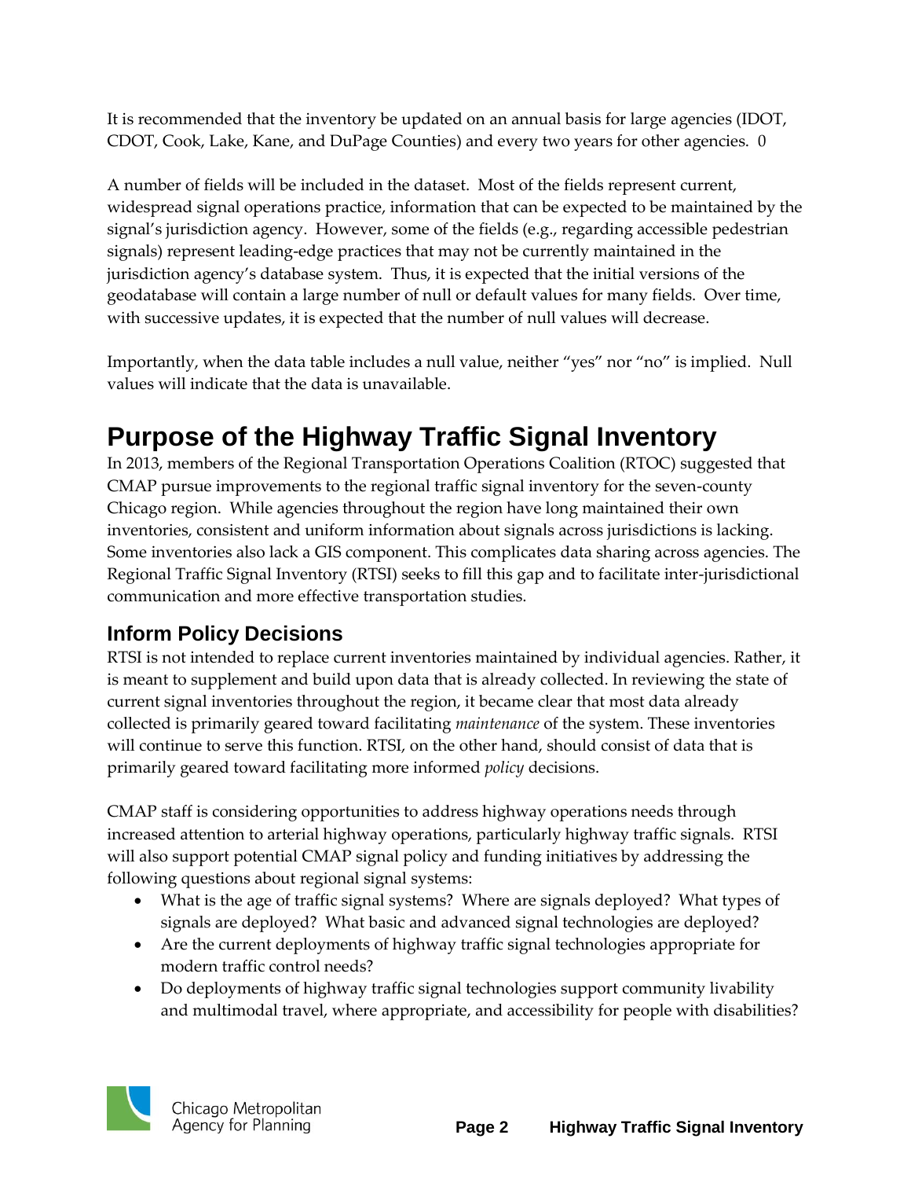It is recommended that the inventory be updated on an annual basis for large agencies (IDOT, CDOT, Cook, Lake, Kane, and DuPage Counties) and every two years for other agencies. 0

A number of fields will be included in the dataset. Most of the fields represent current, widespread signal operations practice, information that can be expected to be maintained by the signal's jurisdiction agency. However, some of the fields (e.g., regarding accessible pedestrian signals) represent leading-edge practices that may not be currently maintained in the jurisdiction agency's database system. Thus, it is expected that the initial versions of the geodatabase will contain a large number of null or default values for many fields. Over time, with successive updates, it is expected that the number of null values will decrease.

Importantly, when the data table includes a null value, neither "yes" nor "no" is implied. Null values will indicate that the data is unavailable.

# Purpose of the Highway Traffic Signal Inventory

In 2013, members of the Regional Transportation Operations Coalition (RTOC) suggested that CMAP pursue improvements to the regional traffic signal inventory for the seven-county Chicago region. While agencies throughout the region have long maintained their own inventories, consistent and uniform information about signals across jurisdictions is lacking. Some inventories also lack a GIS component. This complicates data sharing across agencies. The Regional Traffic Signal Inventory (RTSI) seeks to fill this gap and to facilitate inter-jurisdictional communication and more effective transportation studies.

## Inform Policy Decisions

RTSI is not intended to replace current inventories maintained by individual agencies. Rather, it is meant to supplement and build upon data that is already collected. In reviewing the state of current signal inventories throughout the region, it became clear that most data already collected is primarily geared toward facilitating *maintenance* of the system. These inventories will continue to serve this function. RTSI, on the other hand, should consist of data that is primarily geared toward facilitating more informed *policy* decisions.

CMAP staff is considering opportunities to address highway operations needs through increased attention to arterial highway operations, particularly highway traffic signals. RTSI will also support potential CMAP signal policy and funding initiatives by addressing the following questions about regional signal systems:

- What is the age of traffic signal systems? Where are signals deployed? What types of signals are deployed? What basic and advanced signal technologies are deployed?
- Are the current deployments of highway traffic signal technologies appropriate for modern traffic control needs?
- Do deployments of highway traffic signal technologies support community livability and multimodal travel, where appropriate, and accessibility for people with disabilities?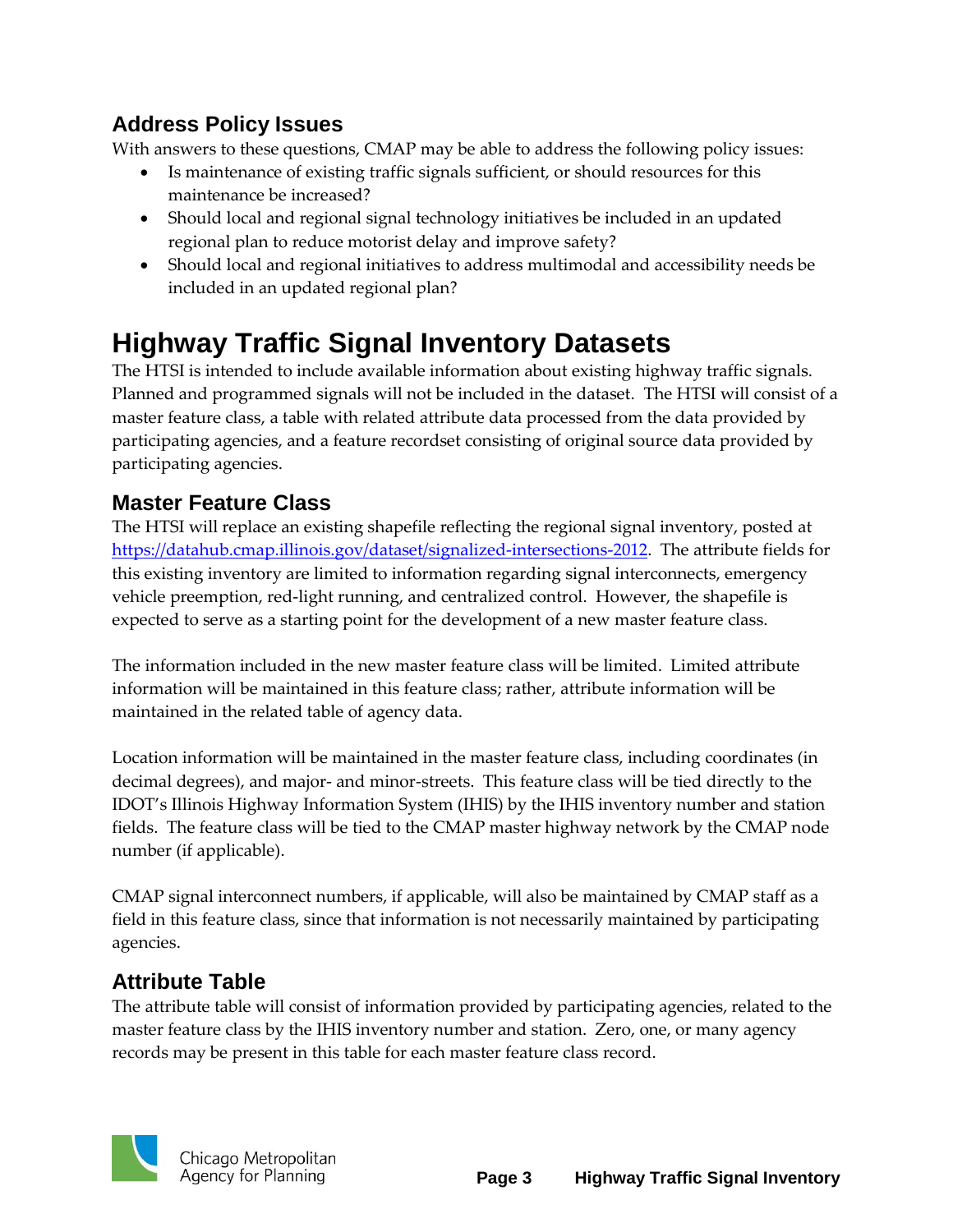### Address Policy Issues

With answers to these questions, CMAP may be able to address the following policy issues:

- Is maintenance of existing traffic signals sufficient, or should resources for this maintenance be increased?
- Should local and regional signal technology initiatives be included in an updated regional plan to reduce motorist delay and improve safety?
- Should local and regional initiatives to address multimodal and accessibility needs be included in an updated regional plan?

# Highway Traffic Signal Inventory Datasets

The HTSI is intended to include available information about existing highway traffic signals. Planned and programmed signals will not be included in the dataset. The HTSI will consist of a master feature class, a table with related attribute data processed from the data provided by participating agencies, and a feature recordset consisting of original source data provided by participating agencies.

## Master Feature Class

The HTSI will replace an existing shapefile reflecting the regional signal inventory, posted at https://datahub.cmap.illinois.gov/dataset/signalized-intersections-2012. The attribute fields for this existing inventory are limited to information regarding signal interconnects, emergency vehicle preemption, red-light running, and centralized control. However, the shapefile is expected to serve as a starting point for the development of a new master feature class.

The information included in the new master feature class will be limited. Limited attribute information will be maintained in this feature class; rather, attribute information will be maintained in the related table of agency data.

Location information will be maintained in the master feature class, including coordinates (in decimal degrees), and major- and minor-streets. This feature class will be tied directly to the IDOT's Illinois Highway Information System (IHIS) by the IHIS inventory number and station fields. The feature class will be tied to the CMAP master highway network by the CMAP node number (if applicable).

CMAP signal interconnect numbers, if applicable, will also be maintained by CMAP staff as a field in this feature class, since that information is not necessarily maintained by participating agencies.

## Attribute Table

The attribute table will consist of information provided by participating agencies, related to the master feature class by the IHIS inventory number and station. Zero, one, or many agency records may be present in this table for each master feature class record.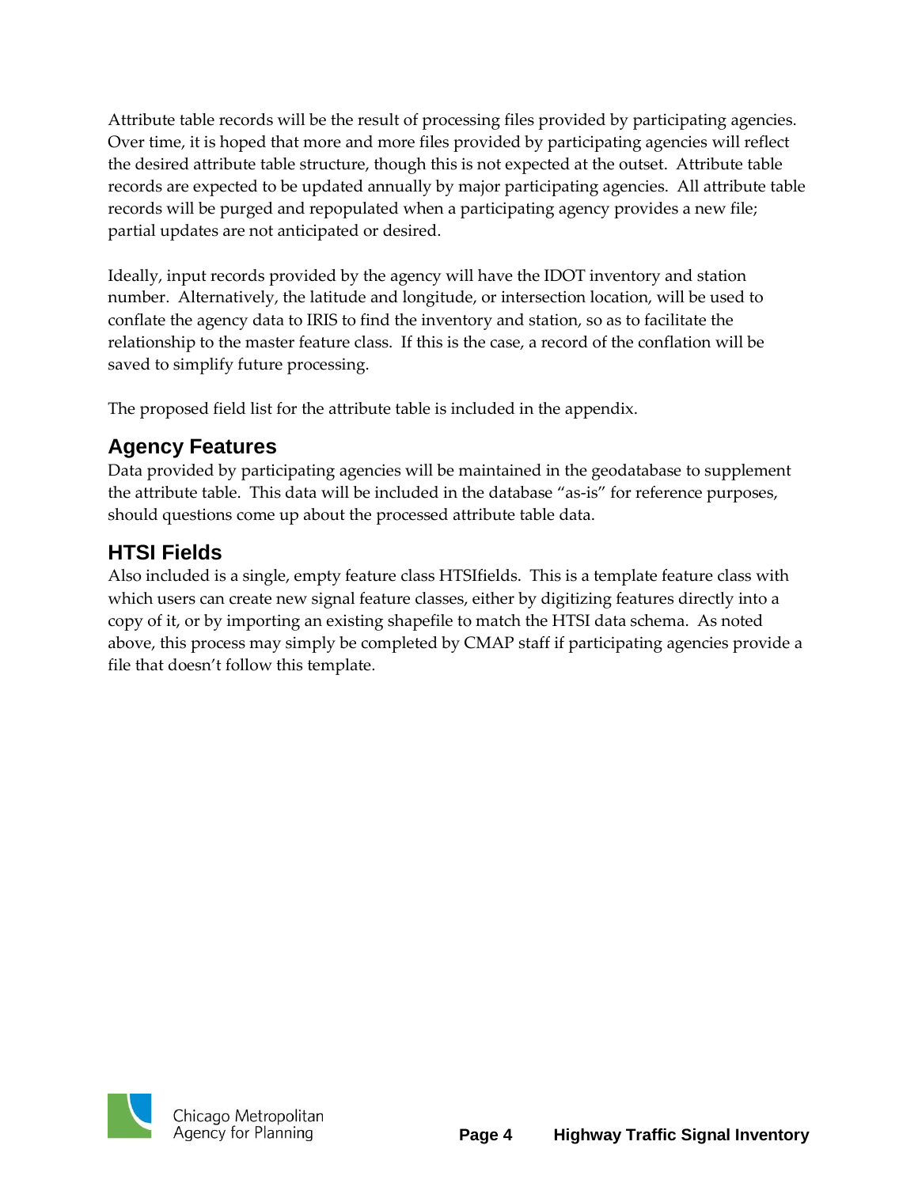Attribute table records will be the result of processing files provided by participating agencies. Over time, it is hoped that more and more files provided by participating agencies will reflect the desired attribute table structure, though this is not expected at the outset. Attribute table records are expected to be updated annually by major participating agencies. All attribute table records will be purged and repopulated when a participating agency provides a new file; partial updates are not anticipated or desired.

Ideally, input records provided by the agency will have the IDOT inventory and station number. Alternatively, the latitude and longitude, or intersection location, will be used to conflate the agency data to IRIS to find the inventory and station, so as to facilitate the relationship to the master feature class. If this is the case, a record of the conflation will be saved to simplify future processing.

The proposed field list for the attribute table is included in the appendix.

## Agency Features

Data provided by participating agencies will be maintained in the geodatabase to supplement the attribute table. This data will be included in the database "as-is" for reference purposes, should questions come up about the processed attribute table data.

## HTSI Fields

Also included is a single, empty feature class HTSIfields. This is a template feature class with which users can create new signal feature classes, either by digitizing features directly into a copy of it, or by importing an existing shapefile to match the HTSI data schema. As noted above, this process may simply be completed by CMAP staff if participating agencies provide a file that doesn't follow this template.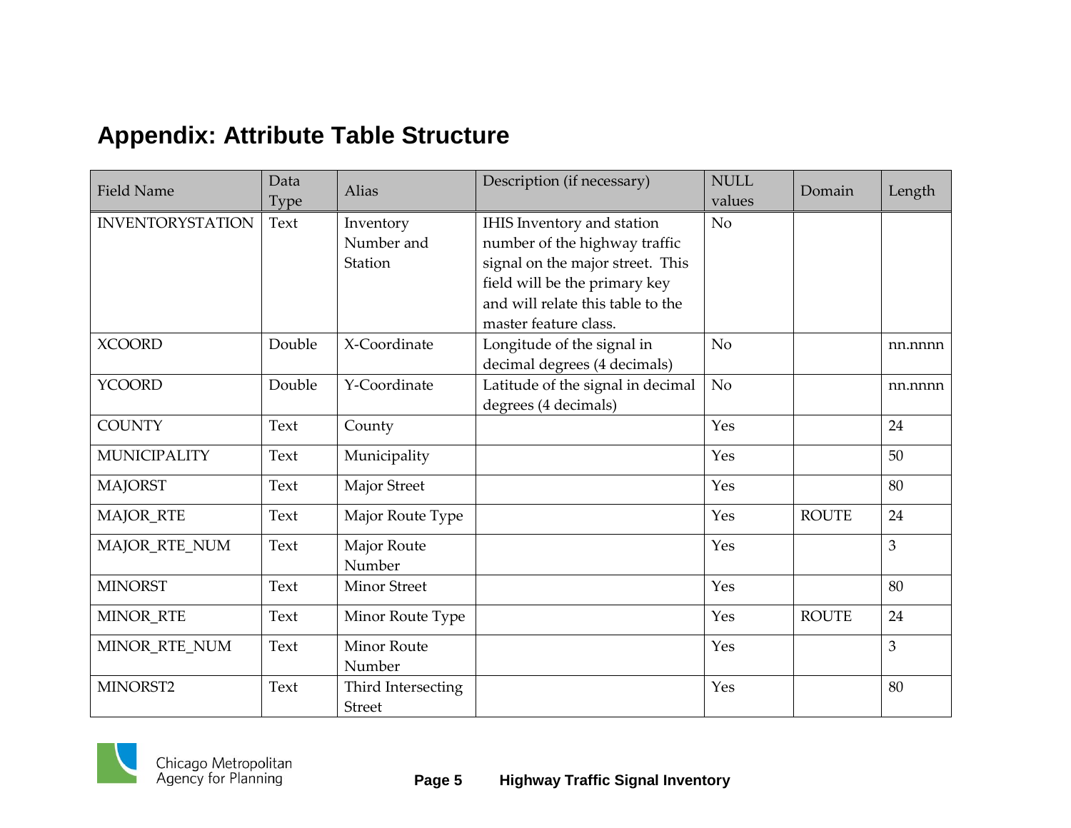## Appendix: Attribute Table Structure

| Field Name | Data Type | Alias | Description (if necessary) | NULL values | Domain | Length |
|---|---|---|---|---|---|---|
| INVENTORYSTATION | Text | Inventory Number and Station | IHIS Inventory and station number of the highway traffic signal on the major street. This field will be the primary key and will relate this table to the master feature class. | No | | |
| XCOORD | Double | X-Coordinate | Longitude of the signal in decimal degrees (4 decimals) | No | | nn.nnnn |
| YCOORD | Double | Y-Coordinate | Latitude of the signal in decimal degrees (4 decimals) | No | | nn.nnnn |
| COUNTY | Text | County | | Yes | | 24 |
| MUNICIPALITY | Text | Municipality | | Yes | | 50 |
| MAJORST | Text | Major Street | | Yes | | 80 |
| MAJOR_RTE | Text | Major Route Type | | Yes | ROUTE | 24 |
| MAJOR_RTE_NUM | Text | Major Route Number | | Yes | | 3 |
| MINORST | Text | Minor Street | | Yes | | 80 |
| MINOR_RTE | Text | Minor Route Type | | Yes | ROUTE | 24 |
| MINOR_RTE_NUM | Text | Minor Route Number | | Yes | | 3 |
| MINORST2 | Text | Third Intersecting Street | | Yes | | 80 |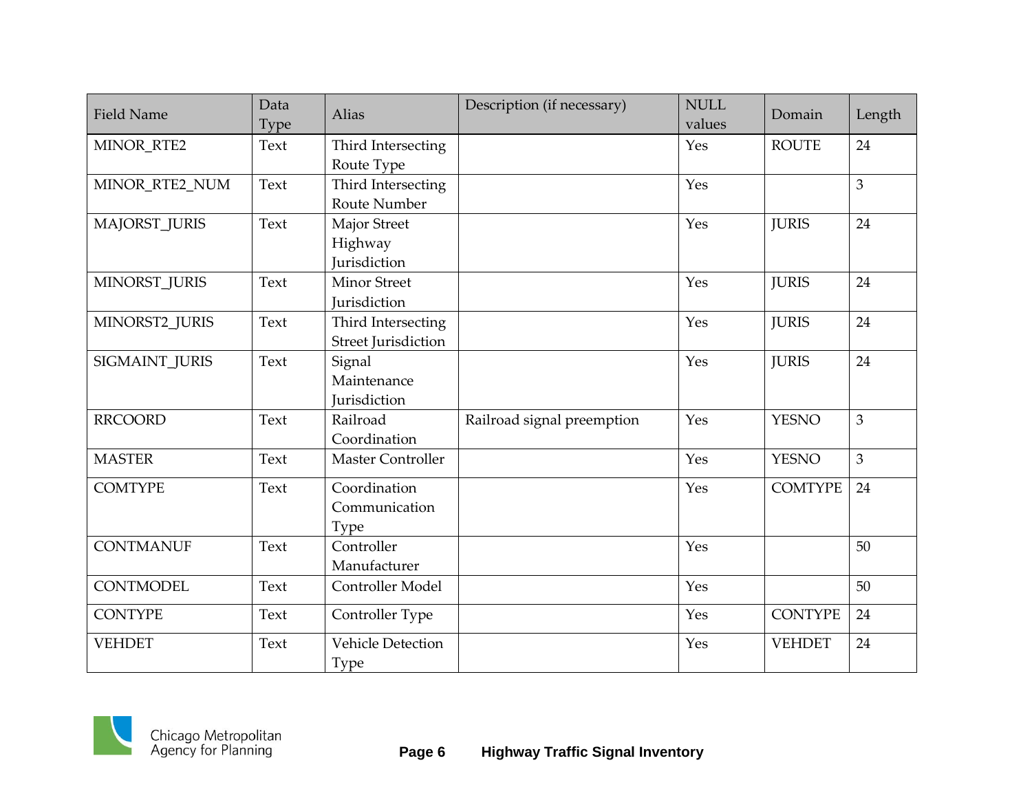| Field Name | Data Type | Alias | Description (if necessary) | NULL values | Domain | Length |
|---|---|---|---|---|---|---|
| MINOR_RTE2 | Text | Third Intersecting Route Type | | Yes | ROUTE | 24 |
| MINOR_RTE2_NUM | Text | Third Intersecting Route Number | | Yes | | 3 |
| MAJORST_JURIS | Text | Major Street Highway Jurisdiction | | Yes | JURIS | 24 |
| MINORST_JURIS | Text | Minor Street Jurisdiction | | Yes | JURIS | 24 |
| MINORST2_JURIS | Text | Third Intersecting Street Jurisdiction | | Yes | JURIS | 24 |
| SIGMAINT_JURIS | Text | Signal Maintenance Jurisdiction | | Yes | JURIS | 24 |
| RRCOORD | Text | Railroad Coordination | Railroad signal preemption | Yes | YESNO | 3 |
| MASTER | Text | Master Controller | | Yes | YESNO | 3 |
| COMTYPE | Text | Coordination Communication Type | | Yes | COMTYPE | 24 |
| CONTMANUF | Text | Controller Manufacturer | | Yes | | 50 |
| CONTMODEL | Text | Controller Model | | Yes | | 50 |
| CONTYPE | Text | Controller Type | | Yes | CONTYPE | 24 |
| VEHDET | Text | Vehicle Detection Type | | Yes | VEHDET | 24 |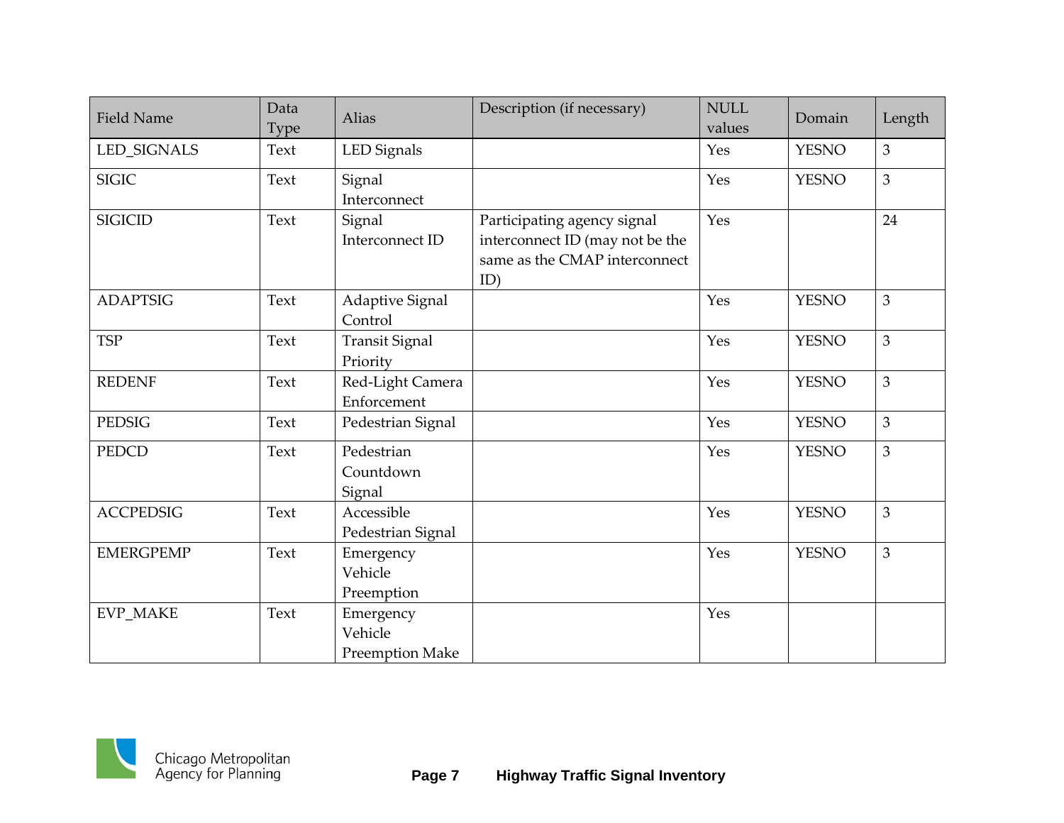| Field Name | Data Type | Alias | Description (if necessary) | NULL values | Domain | Length |
|---|---|---|---|---|---|---|
| LED_SIGNALS | Text | LED Signals | | Yes | YESNO | 3 |
| SIGIC | Text | Signal Interconnect | | Yes | YESNO | 3 |
| SIGICID | Text | Signal Interconnect ID | Participating agency signal interconnect ID (may not be the same as the CMAP interconnect ID) | Yes | | 24 |
| ADAPTSIG | Text | Adaptive Signal Control | | Yes | YESNO | 3 |
| TSP | Text | Transit Signal Priority | | Yes | YESNO | 3 |
| REDENF | Text | Red-Light Camera Enforcement | | Yes | YESNO | 3 |
| PEDSIG | Text | Pedestrian Signal | | Yes | YESNO | 3 |
| PEDCD | Text | Pedestrian Countdown Signal | | Yes | YESNO | 3 |
| ACCPEDSIG | Text | Accessible Pedestrian Signal | | Yes | YESNO | 3 |
| EMERGPEMP | Text | Emergency Vehicle Preemption | | Yes | YESNO | 3 |
| EVP_MAKE | Text | Emergency Vehicle Preemption Make | | Yes | | |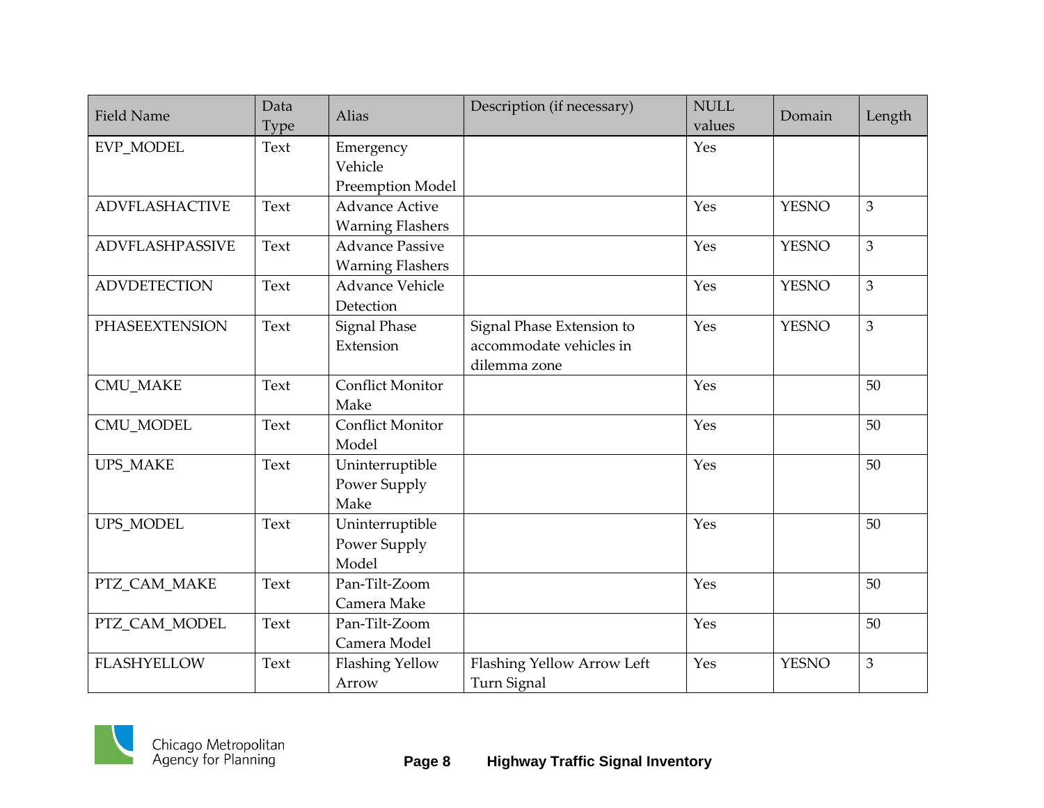| Field Name | Data Type | Alias | Description (if necessary) | NULL values | Domain | Length |
|---|---|---|---|---|---|---|
| EVP_MODEL | Text | Emergency Vehicle Preemption Model | | Yes | | |
| ADVFLASHACTIVE | Text | Advance Active Warning Flashers | | Yes | YESNO | 3 |
| ADVFLASHPASSIVE | Text | Advance Passive Warning Flashers | | Yes | YESNO | 3 |
| ADVDETECTION | Text | Advance Vehicle Detection | | Yes | YESNO | 3 |
| PHASEEXTENSION | Text | Signal Phase Extension | Signal Phase Extension to accommodate vehicles in dilemma zone | Yes | YESNO | 3 |
| CMU_MAKE | Text | Conflict Monitor Make | | Yes | | 50 |
| CMU_MODEL | Text | Conflict Monitor Model | | Yes | | 50 |
| UPS_MAKE | Text | Uninterruptible Power Supply Make | | Yes | | 50 |
| UPS_MODEL | Text | Uninterruptible Power Supply Model | | Yes | | 50 |
| PTZ_CAM_MAKE | Text | Pan-Tilt-Zoom Camera Make | | Yes | | 50 |
| PTZ_CAM_MODEL | Text | Pan-Tilt-Zoom Camera Model | | Yes | | 50 |
| FLASHYELLOW | Text | Flashing Yellow Arrow | Flashing Yellow Arrow Left Turn Signal | Yes | YESNO | 3 |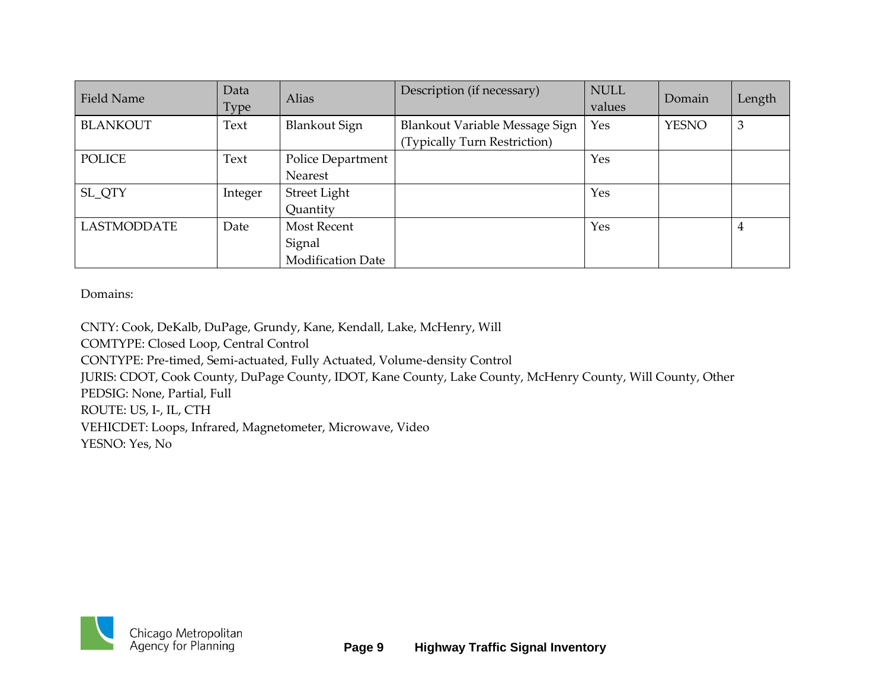| Field Name | Data Type | Alias | Description (if necessary) | NULL values | Domain | Length |
|---|---|---|---|---|---|---|
| BLANKOUT | Text | Blankout Sign | Blankout Variable Message Sign (Typically Turn Restriction) | Yes | YESNO | 3 |
| POLICE | Text | Police Department Nearest | | Yes | | |
| SL_QTY | Integer | Street Light Quantity | | Yes | | |
| LASTMODDATE | Date | Most Recent Signal Modification Date | | Yes | | 4 |

Domains:

CNTY: Cook, DeKalb, DuPage, Grundy, Kane, Kendall, Lake, McHenry, Will
COMTYPE: Closed Loop, Central Control
CONTYPE: Pre-timed, Semi-actuated, Fully Actuated, Volume-density Control
JURIS: CDOT, Cook County, DuPage County, IDOT, Kane County, Lake County, McHenry County, Will County, Other
PEDSIG: None, Partial, Full
ROUTE: US, I-, IL, CTH
VEHICDET: Loops, Infrared, Magnetometer, Microwave, Video
YESNO: Yes, No